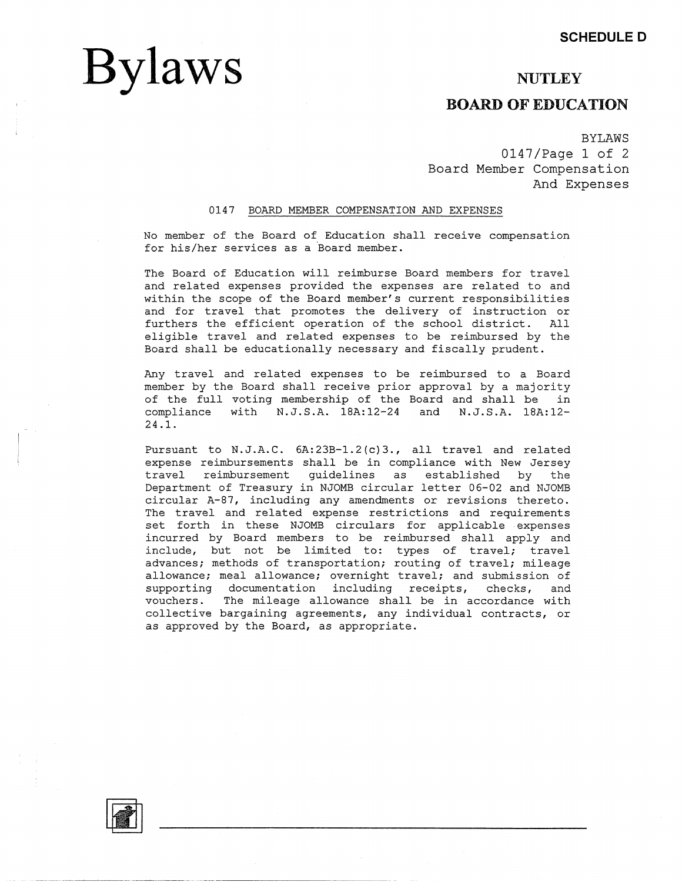SCHEDULE D

# Bylaws

## NUTLEY

## BOARD OF EDUCATION

BYLAWS
Board Member Compensation And Expenses

### 0147 BOARD MEMBER COMPENSATION AND EXPENSES

No member of the Board of Education shall receive compensation for his/her services as a Board member.

The Board of Education will reimburse Board members for travel and related expenses provided the expenses are related to and within the scope of the Board member's current responsibilities and for travel that promotes the delivery of instruction or furthers the efficient operation of the school district. All eligible travel and related expenses to be reimbursed by the Board shall be educationally necessary and fiscally prudent.

Any travel and related expenses to be reimbursed to a Board member by the Board shall receive prior approval by a majority of the full voting membership of the Board and shall be in compliance with N.J.S.A. 18A:12-24 and N.J.S.A. 18A:12-24.1.

Pursuant to N.J.A.C. 6A:23B-1.2(c)3., all travel and related expense reimbursements shall be in compliance with New Jersey travel reimbursement guidelines as established by the Department of Treasury in NJOMB circular letter 06-02 and NJOMB circular A-87, including any amendments or revisions thereto. The travel and related expense restrictions and requirements set forth in these NJOMB circulars for applicable expenses incurred by Board members to be reimbursed shall apply and include, but not be limited to: types of travel; travel advances; methods of transportation; routing of travel; mileage allowance; meal allowance; overnight travel; and submission of supporting documentation including receipts, checks, and vouchers. The mileage allowance shall be in accordance with collective bargaining agreements, any individual contracts, or as approved by the Board, as appropriate.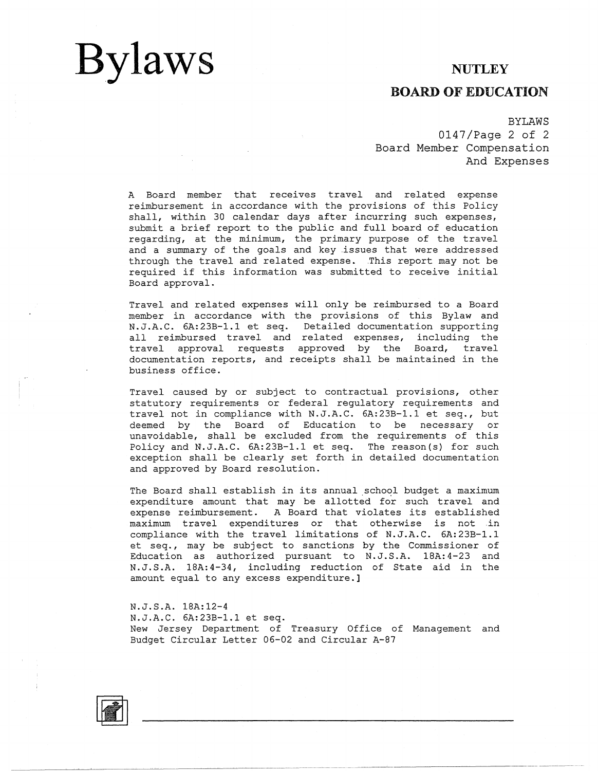A Board member that receives travel and related expense reimbursement in accordance with the provisions of this Policy shall, within 30 calendar days after incurring such expenses, submit a brief report to the public and full board of education regarding, at the minimum, the primary purpose of the travel and a summary of the goals and key issues that were addressed through the travel and related expense. This report may not be required if this information was submitted to receive initial Board approval.

Travel and related expenses will only be reimbursed to a Board member in accordance with the provisions of this Bylaw and N.J.A.C. 6A:23B-1.1 et seq. Detailed documentation supporting all reimbursed travel and related expenses, including the travel approval requests approved by the Board, travel documentation reports, and receipts shall be maintained in the business office.

Travel caused by or subject to contractual provisions, other statutory requirements or federal regulatory requirements and travel not in compliance with N.J.A.C. 6A:23B-1.1 et seq., but deemed by the Board of Education to be necessary or unavoidable, shall be excluded from the requirements of this Policy and N.J.A.C. 6A:23B-1.1 et seq. The reason(s) for such exception shall be clearly set forth in detailed documentation and approved by Board resolution.

The Board shall establish in its annual school budget a maximum expenditure amount that may be allotted for such travel and expense reimbursement. A Board that violates its established maximum travel expenditures or that otherwise is not in compliance with the travel limitations of N.J.A.C. 6A:23B-1.1 et seq., may be subject to sanctions by the Commissioner of Education as authorized pursuant to N.J.S.A. 18A:4-23 and N.J.S.A. 18A:4-34, including reduction of State aid in the amount equal to any excess expenditure.]

N.J.S.A. 18A:12-4
N.J.A.C. 6A:23B-1.1 et seq.
New Jersey Department of Treasury Office of Management and Budget Circular Letter 06-02 and Circular A-87